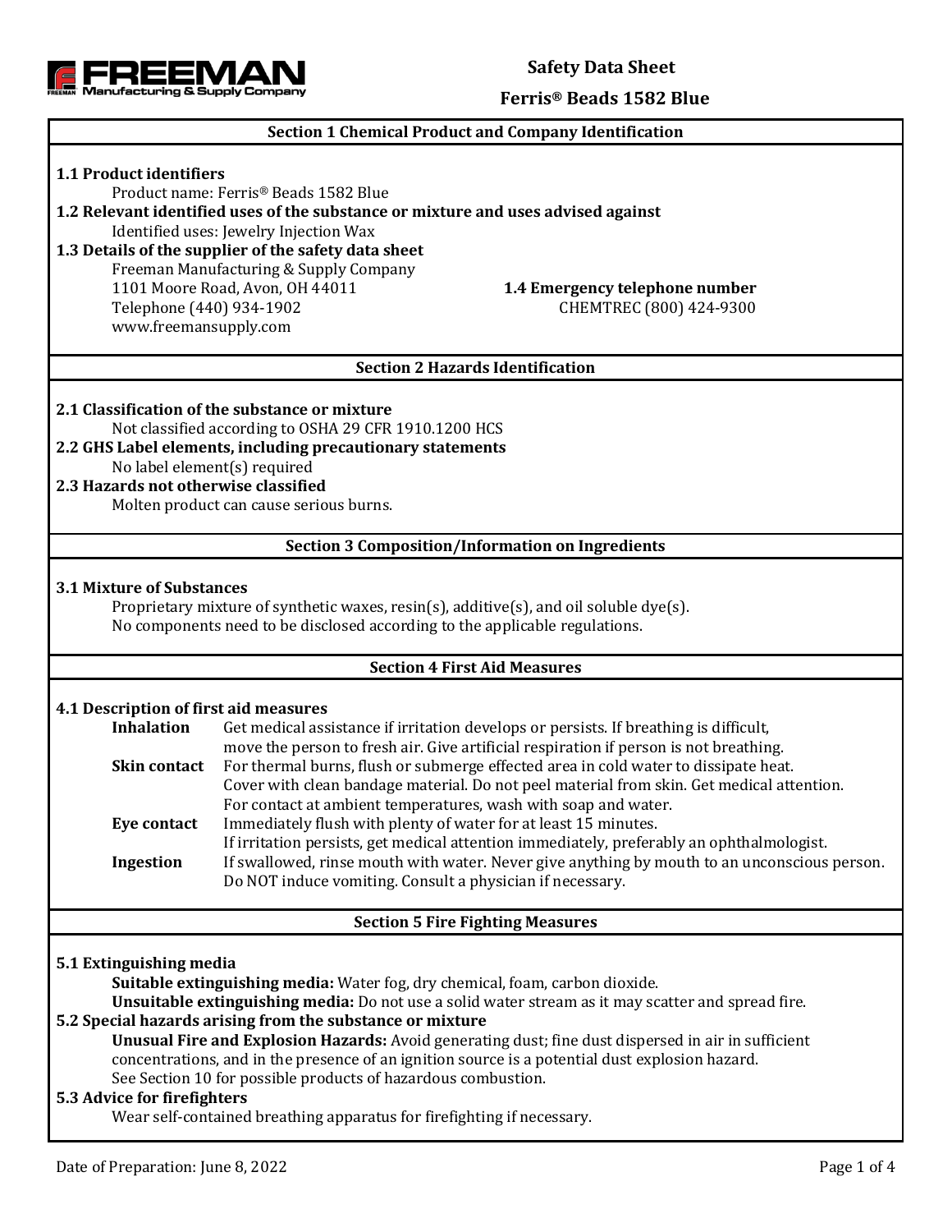FREEMAN Manufacturing & Supply Company

# Safety Data Sheet

# Ferris® Beads 1582 Blue

## Section 1 Chemical Product and Company Identification

**1.1 Product identifiers**

Product name: Ferris® Beads 1582 Blue

**1.2 Relevant identified uses of the substance or mixture and uses advised against**

Identified uses: Jewelry Injection Wax

**1.3 Details of the supplier of the safety data sheet**

Freeman Manufacturing & Supply Company
1101 Moore Road, Avon, OH 44011
Telephone (440) 934-1902
www.freemansupply.com

**1.4 Emergency telephone number**

CHEMTREC (800) 424-9300

## Section 2 Hazards Identification

**2.1 Classification of the substance or mixture**

Not classified according to OSHA 29 CFR 1910.1200 HCS

**2.2 GHS Label elements, including precautionary statements**

No label element(s) required

**2.3 Hazards not otherwise classified**

Molten product can cause serious burns.

## Section 3 Composition/Information on Ingredients

**3.1 Mixture of Substances**

Proprietary mixture of synthetic waxes, resin(s), additive(s), and oil soluble dye(s).
No components need to be disclosed according to the applicable regulations.

## Section 4 First Aid Measures

**4.1 Description of first aid measures**

**Inhalation** Get medical assistance if irritation develops or persists. If breathing is difficult, move the person to fresh air. Give artificial respiration if person is not breathing.

**Skin contact** For thermal burns, flush or submerge effected area in cold water to dissipate heat. Cover with clean bandage material. Do not peel material from skin. Get medical attention. For contact at ambient temperatures, wash with soap and water.

**Eye contact** Immediately flush with plenty of water for at least 15 minutes. If irritation persists, get medical attention immediately, preferably an ophthalmologist.

**Ingestion** If swallowed, rinse mouth with water. Never give anything by mouth to an unconscious person. Do NOT induce vomiting. Consult a physician if necessary.

## Section 5 Fire Fighting Measures

**5.1 Extinguishing media**

**Suitable extinguishing media:** Water fog, dry chemical, foam, carbon dioxide.

**Unsuitable extinguishing media:** Do not use a solid water stream as it may scatter and spread fire.

**5.2 Special hazards arising from the substance or mixture**

**Unusual Fire and Explosion Hazards:** Avoid generating dust; fine dust dispersed in air in sufficient concentrations, and in the presence of an ignition source is a potential dust explosion hazard.
See Section 10 for possible products of hazardous combustion.

**5.3 Advice for firefighters**

Wear self-contained breathing apparatus for firefighting if necessary.

Date of Preparation: June 8, 2022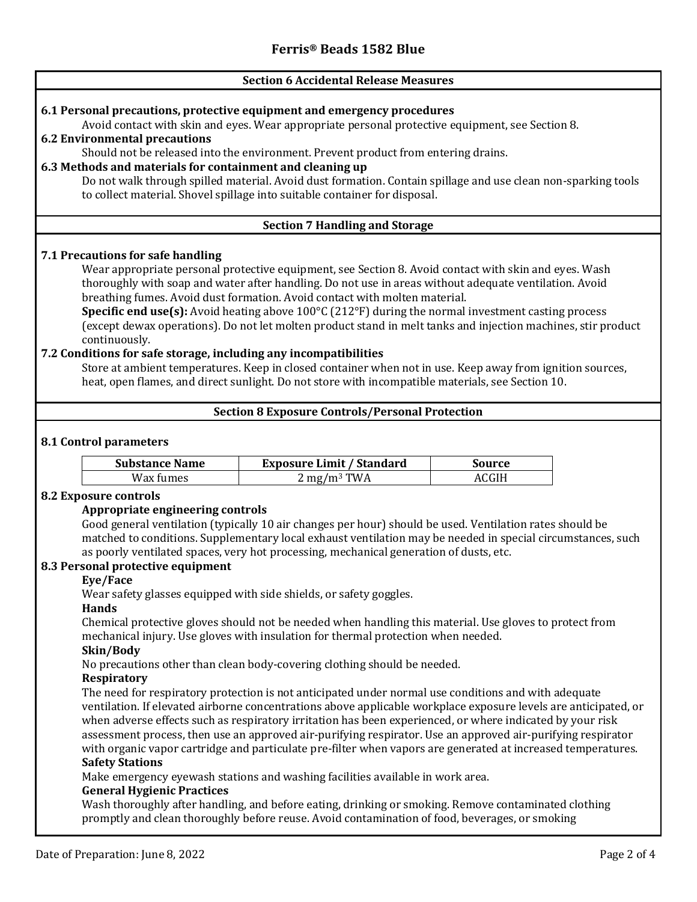## Section 6 Accidental Release Measures

**6.1 Personal precautions, protective equipment and emergency procedures**

Avoid contact with skin and eyes. Wear appropriate personal protective equipment, see Section 8.

**6.2 Environmental precautions**

Should not be released into the environment. Prevent product from entering drains.

**6.3 Methods and materials for containment and cleaning up**

Do not walk through spilled material. Avoid dust formation. Contain spillage and use clean non-sparking tools to collect material. Shovel spillage into suitable container for disposal.

## Section 7 Handling and Storage

**7.1 Precautions for safe handling**

Wear appropriate personal protective equipment, see Section 8. Avoid contact with skin and eyes. Wash thoroughly with soap and water after handling. Do not use in areas without adequate ventilation. Avoid breathing fumes. Avoid dust formation. Avoid contact with molten material.

**Specific end use(s):** Avoid heating above 100°C (212°F) during the normal investment casting process (except dewax operations). Do not let molten product stand in melt tanks and injection machines, stir product continuously.

**7.2 Conditions for safe storage, including any incompatibilities**

Store at ambient temperatures. Keep in closed container when not in use. Keep away from ignition sources, heat, open flames, and direct sunlight. Do not store with incompatible materials, see Section 10.

## Section 8 Exposure Controls/Personal Protection

**8.1 Control parameters**

| Substance Name | Exposure Limit / Standard | Source |
|---|---|---|
| Wax fumes | 2 $mg/m^3$ TWA | ACGIH |

**8.2 Exposure controls**

**Appropriate engineering controls**

Good general ventilation (typically 10 air changes per hour) should be used. Ventilation rates should be matched to conditions. Supplementary local exhaust ventilation may be needed in special circumstances, such as poorly ventilated spaces, very hot processing, mechanical generation of dusts, etc.

**8.3 Personal protective equipment**

**Eye/Face**

Wear safety glasses equipped with side shields, or safety goggles.

**Hands**

Chemical protective gloves should not be needed when handling this material. Use gloves to protect from mechanical injury. Use gloves with insulation for thermal protection when needed.

**Skin/Body**

No precautions other than clean body-covering clothing should be needed.

**Respiratory**

The need for respiratory protection is not anticipated under normal use conditions and with adequate ventilation. If elevated airborne concentrations above applicable workplace exposure levels are anticipated, or when adverse effects such as respiratory irritation has been experienced, or where indicated by your risk assessment process, then use an approved air-purifying respirator. Use an approved air-purifying respirator with organic vapor cartridge and particulate pre-filter when vapors are generated at increased temperatures.

**Safety Stations**

Make emergency eyewash stations and washing facilities available in work area.

**General Hygienic Practices**

Wash thoroughly after handling, and before eating, drinking or smoking. Remove contaminated clothing promptly and clean thoroughly before reuse. Avoid contamination of food, beverages, or smoking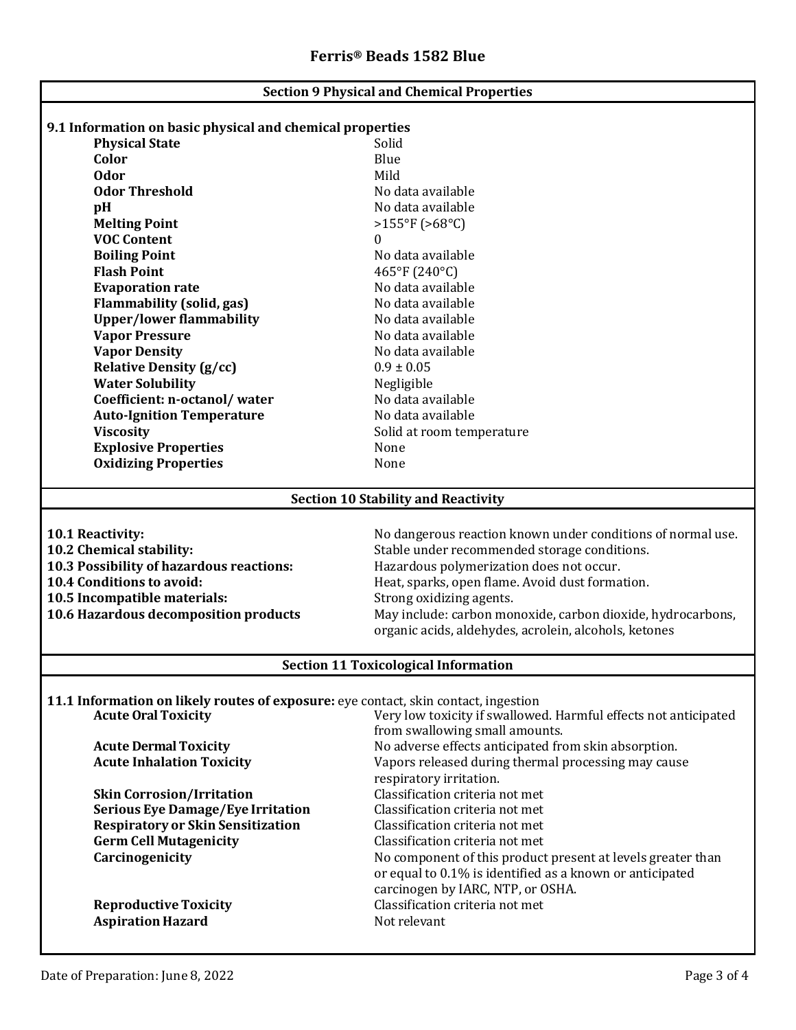## Section 9 Physical and Chemical Properties

### 9.1 Information on basic physical and chemical properties

| Property | Value |
|---|---|
| **Physical State** | Solid |
| **Color** | Blue |
| **Odor** | Mild |
| **Odor Threshold** | No data available |
| **pH** | No data available |
| **Melting Point** | >155°F (>68°C) |
| **VOC Content** | 0 |
| **Boiling Point** | No data available |
| **Flash Point** | 465°F (240°C) |
| **Evaporation rate** | No data available |
| **Flammability (solid, gas)** | No data available |
| **Upper/lower flammability** | No data available |
| **Vapor Pressure** | No data available |
| **Vapor Density** | No data available |
| **Relative Density (g/cc)** | 0.9 ± 0.05 |
| **Water Solubility** | Negligible |
| **Coefficient: n-octanol/ water** | No data available |
| **Auto-Ignition Temperature** | No data available |
| **Viscosity** | Solid at room temperature |
| **Explosive Properties** | None |
| **Oxidizing Properties** | None |

## Section 10 Stability and Reactivity

| | |
|---|---|
| **10.1 Reactivity:** | No dangerous reaction known under conditions of normal use. |
| **10.2 Chemical stability:** | Stable under recommended storage conditions. |
| **10.3 Possibility of hazardous reactions:** | Hazardous polymerization does not occur. |
| **10.4 Conditions to avoid:** | Heat, sparks, open flame. Avoid dust formation. |
| **10.5 Incompatible materials:** | Strong oxidizing agents. |
| **10.6 Hazardous decomposition products** | May include: carbon monoxide, carbon dioxide, hydrocarbons, organic acids, aldehydes, acrolein, alcohols, ketones |

## Section 11 Toxicological Information

**11.1 Information on likely routes of exposure:** eye contact, skin contact, ingestion

| | |
|---|---|
| **Acute Oral Toxicity** | Very low toxicity if swallowed. Harmful effects not anticipated from swallowing small amounts. |
| **Acute Dermal Toxicity** | No adverse effects anticipated from skin absorption. |
| **Acute Inhalation Toxicity** | Vapors released during thermal processing may cause respiratory irritation. |
| **Skin Corrosion/Irritation** | Classification criteria not met |
| **Serious Eye Damage/Eye Irritation** | Classification criteria not met |
| **Respiratory or Skin Sensitization** | Classification criteria not met |
| **Germ Cell Mutagenicity** | Classification criteria not met |
| **Carcinogenicity** | No component of this product present at levels greater than or equal to 0.1% is identified as a known or anticipated carcinogen by IARC, NTP, or OSHA. |
| **Reproductive Toxicity** | Classification criteria not met |
| **Aspiration Hazard** | Not relevant |

Date of Preparation: June 8, 2022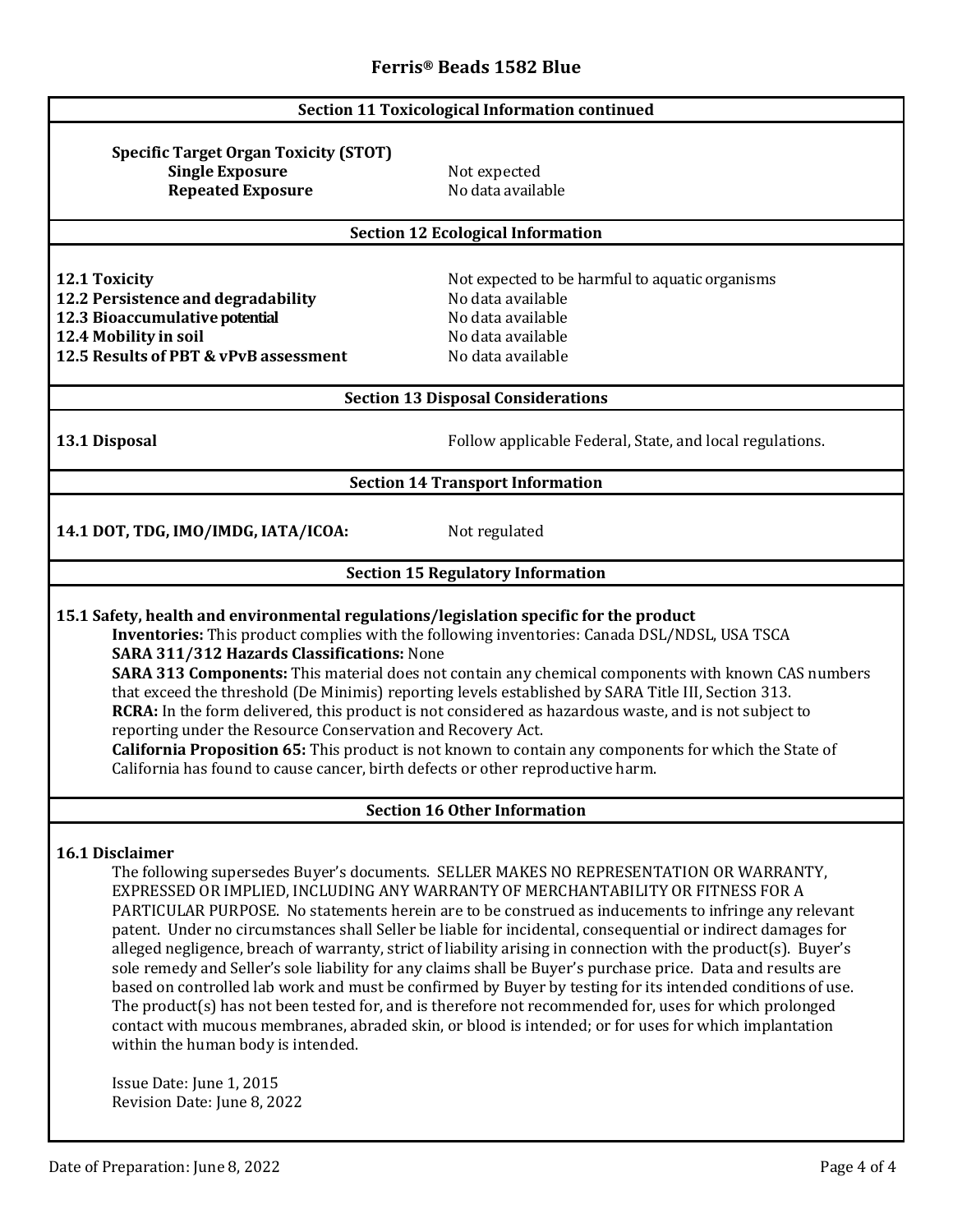## Section 11 Toxicological Information continued

**Specific Target Organ Toxicity (STOT)**

| | |
|---|---|
| **Single Exposure** | Not expected |
| **Repeated Exposure** | No data available |

## Section 12 Ecological Information

| | |
|---|---|
| **12.1 Toxicity** | Not expected to be harmful to aquatic organisms |
| **12.2 Persistence and degradability** | No data available |
| **12.3 Bioaccumulative potential** | No data available |
| **12.4 Mobility in soil** | No data available |
| **12.5 Results of PBT & vPvB assessment** | No data available |

## Section 13 Disposal Considerations

| | |
|---|---|
| **13.1 Disposal** | Follow applicable Federal, State, and local regulations. |

## Section 14 Transport Information

| | |
|---|---|
| **14.1 DOT, TDG, IMO/IMDG, IATA/ICOA:** | Not regulated |

## Section 15 Regulatory Information

**15.1 Safety, health and environmental regulations/legislation specific for the product**

**Inventories:** This product complies with the following inventories: Canada DSL/NDSL, USA TSCA

**SARA 311/312 Hazards Classifications:** None

**SARA 313 Components:** This material does not contain any chemical components with known CAS numbers that exceed the threshold (De Minimis) reporting levels established by SARA Title III, Section 313.

**RCRA:** In the form delivered, this product is not considered as hazardous waste, and is not subject to reporting under the Resource Conservation and Recovery Act.

**California Proposition 65:** This product is not known to contain any components for which the State of California has found to cause cancer, birth defects or other reproductive harm.

## Section 16 Other Information

**16.1 Disclaimer**

The following supersedes Buyer's documents. SELLER MAKES NO REPRESENTATION OR WARRANTY, EXPRESSED OR IMPLIED, INCLUDING ANY WARRANTY OF MERCHANTABILITY OR FITNESS FOR A PARTICULAR PURPOSE. No statements herein are to be construed as inducements to infringe any relevant patent. Under no circumstances shall Seller be liable for incidental, consequential or indirect damages for alleged negligence, breach of warranty, strict of liability arising in connection with the product(s). Buyer's sole remedy and Seller's sole liability for any claims shall be Buyer's purchase price. Data and results are based on controlled lab work and must be confirmed by Buyer by testing for its intended conditions of use. The product(s) has not been tested for, and is therefore not recommended for, uses for which prolonged contact with mucous membranes, abraded skin, or blood is intended; or for uses for which implantation within the human body is intended.

Issue Date: June 1, 2015
Revision Date: June 8, 2022

Date of Preparation: June 8, 2022